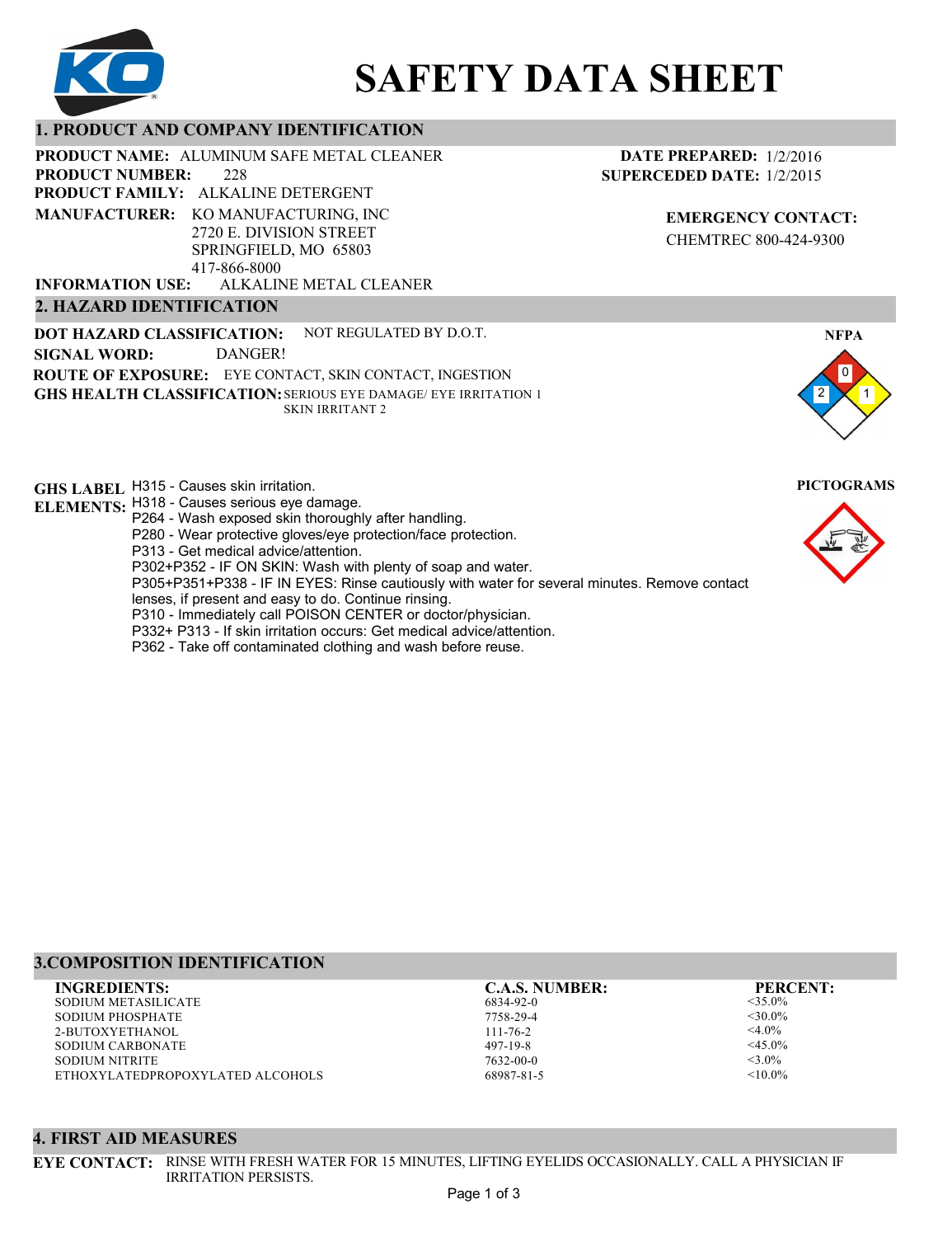# SAFETY DATA SHEET

## 1. PRODUCT AND COMPANY IDENTIFICATION

**PRODUCT NAME:** ALUMINUM SAFE METAL CLEANER
**PRODUCT NUMBER:** 228
**PRODUCT FAMILY:** ALKALINE DETERGENT
**MANUFACTURER:** KO MANUFACTURING, INC
2720 E. DIVISION STREET
SPRINGFIELD, MO 65803
417-866-8000
**INFORMATION USE:** ALKALINE METAL CLEANER

**DATE PREPARED:** 1/2/2016
**SUPERCEDED DATE:** 1/2/2015

**EMERGENCY CONTACT:**
CHEMTREC 800-424-9300

## 2. HAZARD IDENTIFICATION

**DOT HAZARD CLASSIFICATION:** NOT REGULATED BY D.O.T.
**SIGNAL WORD:** DANGER!
**ROUTE OF EXPOSURE:** EYE CONTACT, SKIN CONTACT, INGESTION
**GHS HEALTH CLASSIFICATION:** SERIOUS EYE DAMAGE/ EYE IRRITATION 1
SKIN IRRITANT 2

**NFPA**

Health: 2, Flammability: 0, Reactivity: 1

**GHS LABEL ELEMENTS:**
H315 - Causes skin irritation.
H318 - Causes serious eye damage.
P264 - Wash exposed skin thoroughly after handling.
P280 - Wear protective gloves/eye protection/face protection.
P313 - Get medical advice/attention.
P302+P352 - IF ON SKIN: Wash with plenty of soap and water.
P305+P351+P338 - IF IN EYES: Rinse cautiously with water for several minutes. Remove contact lenses, if present and easy to do. Continue rinsing.
P310 - Immediately call POISON CENTER or doctor/physician.
P332+ P313 - If skin irritation occurs: Get medical advice/attention.
P362 - Take off contaminated clothing and wash before reuse.

**PICTOGRAMS**

## 3.COMPOSITION IDENTIFICATION

| INGREDIENTS: | C.A.S. NUMBER: | PERCENT: |
|---|---|---|
| SODIUM METASILICATE | 6834-92-0 | <35.0% |
| SODIUM PHOSPHATE | 7758-29-4 | <30.0% |
| 2-BUTOXYETHANOL | 111-76-2 | <4.0% |
| SODIUM CARBONATE | 497-19-8 | <45.0% |
| SODIUM NITRITE | 7632-00-0 | <3.0% |
| ETHOXYLATEDPROPOXYLATED ALCOHOLS | 68987-81-5 | <10.0% |

## 4. FIRST AID MEASURES

**EYE CONTACT:** RINSE WITH FRESH WATER FOR 15 MINUTES, LIFTING EYELIDS OCCASIONALLY. CALL A PHYSICIAN IF IRRITATION PERSISTS.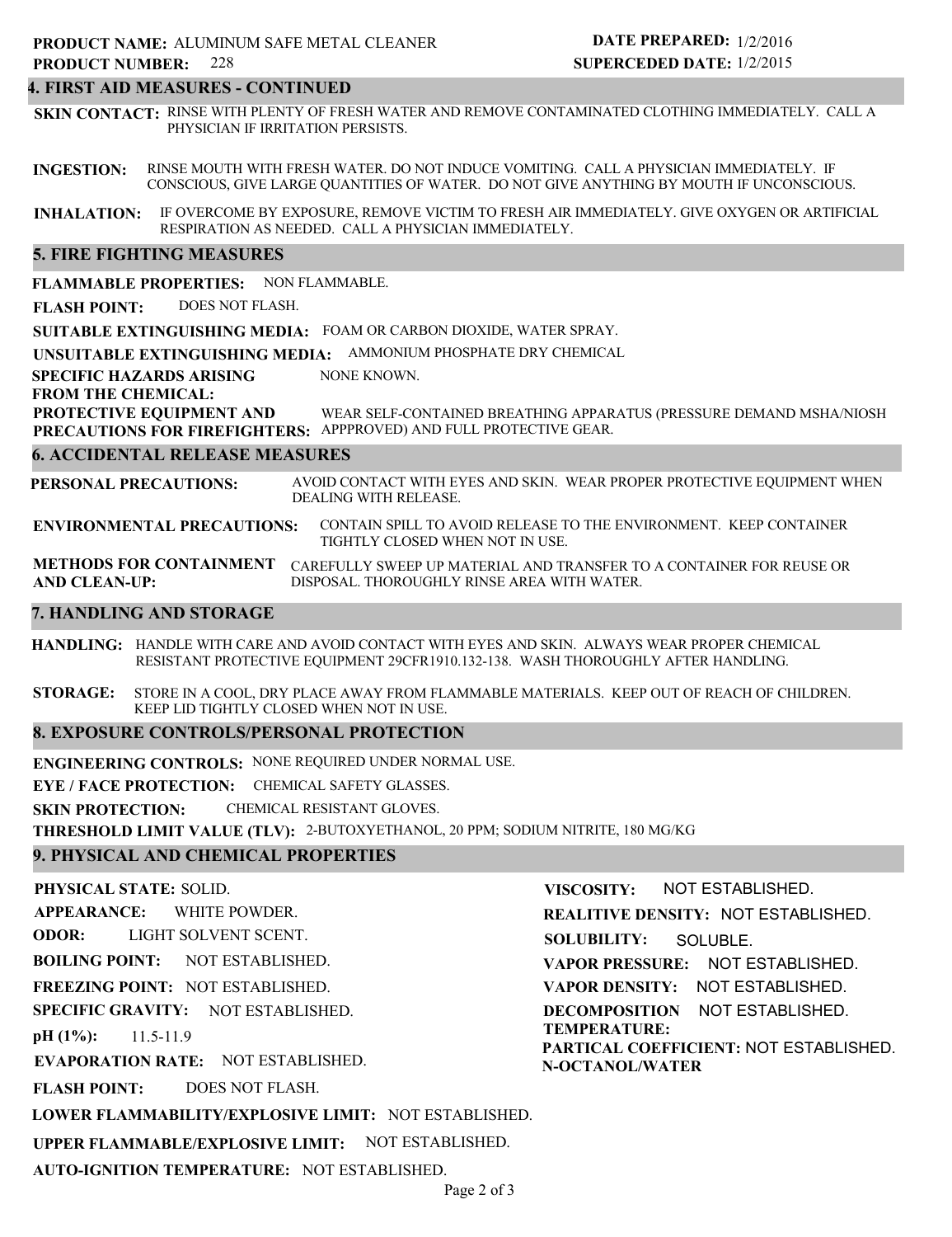**PRODUCT NAME:** ALUMINUM SAFE METAL CLEANER
**PRODUCT NUMBER:** 228

**DATE PREPARED:** 1/2/2016
**SUPERCEDED DATE:** 1/2/2015

## 4. FIRST AID MEASURES - CONTINUED

**SKIN CONTACT:** RINSE WITH PLENTY OF FRESH WATER AND REMOVE CONTAMINATED CLOTHING IMMEDIATELY. CALL A PHYSICIAN IF IRRITATION PERSISTS.

**INGESTION:** RINSE MOUTH WITH FRESH WATER. DO NOT INDUCE VOMITING. CALL A PHYSICIAN IMMEDIATELY. IF CONSCIOUS, GIVE LARGE QUANTITIES OF WATER. DO NOT GIVE ANYTHING BY MOUTH IF UNCONSCIOUS.

**INHALATION:** IF OVERCOME BY EXPOSURE, REMOVE VICTIM TO FRESH AIR IMMEDIATELY. GIVE OXYGEN OR ARTIFICIAL RESPIRATION AS NEEDED. CALL A PHYSICIAN IMMEDIATELY.

## 5. FIRE FIGHTING MEASURES

**FLAMMABLE PROPERTIES:** NON FLAMMABLE.

**FLASH POINT:** DOES NOT FLASH.

**SUITABLE EXTINGUISHING MEDIA:** FOAM OR CARBON DIOXIDE, WATER SPRAY.

**UNSUITABLE EXTINGUISHING MEDIA:** AMMONIUM PHOSPHATE DRY CHEMICAL

**SPECIFIC HAZARDS ARISING FROM THE CHEMICAL:** NONE KNOWN.

**PROTECTIVE EQUIPMENT AND PRECAUTIONS FOR FIREFIGHTERS:** WEAR SELF-CONTAINED BREATHING APPARATUS (PRESSURE DEMAND MSHA/NIOSH APPPROVED) AND FULL PROTECTIVE GEAR.

## 6. ACCIDENTAL RELEASE MEASURES

**PERSONAL PRECAUTIONS:** AVOID CONTACT WITH EYES AND SKIN. WEAR PROPER PROTECTIVE EQUIPMENT WHEN DEALING WITH RELEASE.

**ENVIRONMENTAL PRECAUTIONS:** CONTAIN SPILL TO AVOID RELEASE TO THE ENVIRONMENT. KEEP CONTAINER TIGHTLY CLOSED WHEN NOT IN USE.

**METHODS FOR CONTAINMENT AND CLEAN-UP:** CAREFULLY SWEEP UP MATERIAL AND TRANSFER TO A CONTAINER FOR REUSE OR DISPOSAL. THOROUGHLY RINSE AREA WITH WATER.

## 7. HANDLING AND STORAGE

**HANDLING:** HANDLE WITH CARE AND AVOID CONTACT WITH EYES AND SKIN. ALWAYS WEAR PROPER CHEMICAL RESISTANT PROTECTIVE EQUIPMENT 29CFR1910.132-138. WASH THOROUGHLY AFTER HANDLING.

**STORAGE:** STORE IN A COOL, DRY PLACE AWAY FROM FLAMMABLE MATERIALS. KEEP OUT OF REACH OF CHILDREN. KEEP LID TIGHTLY CLOSED WHEN NOT IN USE.

## 8. EXPOSURE CONTROLS/PERSONAL PROTECTION

**ENGINEERING CONTROLS:** NONE REQUIRED UNDER NORMAL USE.

**EYE / FACE PROTECTION:** CHEMICAL SAFETY GLASSES.

**SKIN PROTECTION:** CHEMICAL RESISTANT GLOVES.

**THRESHOLD LIMIT VALUE (TLV):** 2-BUTOXYETHANOL, 20 PPM; SODIUM NITRITE, 180 MG/KG

## 9. PHYSICAL AND CHEMICAL PROPERTIES

**PHYSICAL STATE:** SOLID.

**APPEARANCE:** WHITE POWDER.

**ODOR:** LIGHT SOLVENT SCENT.

**BOILING POINT:** NOT ESTABLISHED.

**FREEZING POINT:** NOT ESTABLISHED.

**SPECIFIC GRAVITY:** NOT ESTABLISHED.

**pH (1%):** 11.5-11.9

**EVAPORATION RATE:** NOT ESTABLISHED.

**FLASH POINT:** DOES NOT FLASH.

**LOWER FLAMMABILITY/EXPLOSIVE LIMIT:** NOT ESTABLISHED.

**UPPER FLAMMABLE/EXPLOSIVE LIMIT:** NOT ESTABLISHED.

**AUTO-IGNITION TEMPERATURE:** NOT ESTABLISHED.

**VISCOSITY:** NOT ESTABLISHED.

**REALITIVE DENSITY:** NOT ESTABLISHED.

**SOLUBILITY:** SOLUBLE.

**VAPOR PRESSURE:** NOT ESTABLISHED.

**VAPOR DENSITY:** NOT ESTABLISHED.

**DECOMPOSITION TEMPERATURE:** NOT ESTABLISHED.

**PARTICAL COEFFICIENT: N-OCTANOL/WATER** NOT ESTABLISHED.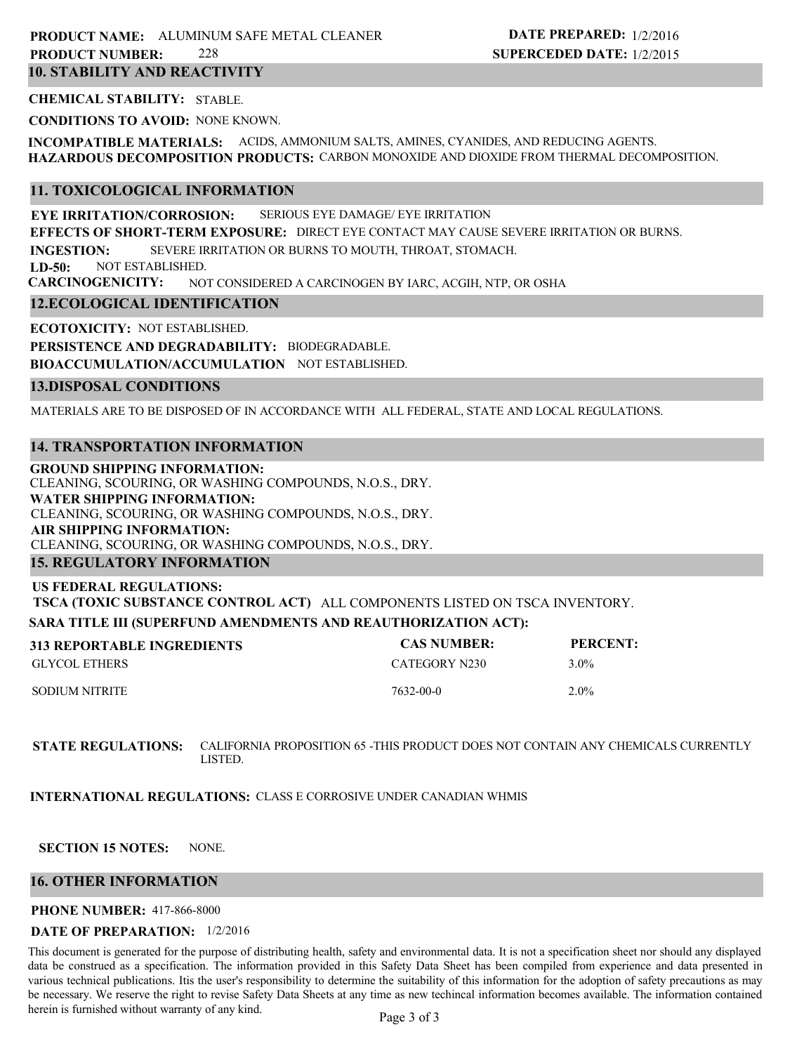**PRODUCT NAME:** ALUMINUM SAFE METAL CLEANER
**PRODUCT NUMBER:** 228
**DATE PREPARED:** 1/2/2016
**SUPERCEDED DATE:** 1/2/2015

## 10. STABILITY AND REACTIVITY

**CHEMICAL STABILITY:** STABLE.

**CONDITIONS TO AVOID:** NONE KNOWN.

**INCOMPATIBLE MATERIALS:** ACIDS, AMMONIUM SALTS, AMINES, CYANIDES, AND REDUCING AGENTS.

**HAZARDOUS DECOMPOSITION PRODUCTS:** CARBON MONOXIDE AND DIOXIDE FROM THERMAL DECOMPOSITION.

## 11. TOXICOLOGICAL INFORMATION

**EYE IRRITATION/CORROSION:** SERIOUS EYE DAMAGE/ EYE IRRITATION

**EFFECTS OF SHORT-TERM EXPOSURE:** DIRECT EYE CONTACT MAY CAUSE SEVERE IRRITATION OR BURNS.

**INGESTION:** SEVERE IRRITATION OR BURNS TO MOUTH, THROAT, STOMACH.

**LD-50:** NOT ESTABLISHED.

**CARCINOGENICITY:** NOT CONSIDERED A CARCINOGEN BY IARC, ACGIH, NTP, OR OSHA

## 12.ECOLOGICAL IDENTIFICATION

**ECOTOXICITY:** NOT ESTABLISHED.

**PERSISTENCE AND DEGRADABILITY:** BIODEGRADABLE.

**BIOACCUMULATION/ACCUMULATION** NOT ESTABLISHED.

## 13.DISPOSAL CONDITIONS

MATERIALS ARE TO BE DISPOSED OF IN ACCORDANCE WITH ALL FEDERAL, STATE AND LOCAL REGULATIONS.

## 14. TRANSPORTATION INFORMATION

**GROUND SHIPPING INFORMATION:**
CLEANING, SCOURING, OR WASHING COMPOUNDS, N.O.S., DRY.

**WATER SHIPPING INFORMATION:**
CLEANING, SCOURING, OR WASHING COMPOUNDS, N.O.S., DRY.

**AIR SHIPPING INFORMATION:**
CLEANING, SCOURING, OR WASHING COMPOUNDS, N.O.S., DRY.

## 15. REGULATORY INFORMATION

**US FEDERAL REGULATIONS:**

**TSCA (TOXIC SUBSTANCE CONTROL ACT)** ALL COMPONENTS LISTED ON TSCA INVENTORY.

**SARA TITLE III (SUPERFUND AMENDMENTS AND REAUTHORIZATION ACT):**

| 313 REPORTABLE INGREDIENTS | CAS NUMBER: | PERCENT: |
|---|---|---|
| GLYCOL ETHERS | CATEGORY N230 | 3.0% |
| SODIUM NITRITE | 7632-00-0 | 2.0% |

**STATE REGULATIONS:** CALIFORNIA PROPOSITION 65 -THIS PRODUCT DOES NOT CONTAIN ANY CHEMICALS CURRENTLY LISTED.

**INTERNATIONAL REGULATIONS:** CLASS E CORROSIVE UNDER CANADIAN WHMIS

**SECTION 15 NOTES:** NONE.

## 16. OTHER INFORMATION

**PHONE NUMBER:** 417-866-8000

**DATE OF PREPARATION:** 1/2/2016

This document is generated for the purpose of distributing health, safety and environmental data. It is not a specification sheet nor should any displayed data be construed as a specification. The information provided in this Safety Data Sheet has been compiled from experience and data presented in various technical publications. Itis the user's responsibility to determine the suitability of this information for the adoption of safety precautions as may be necessary. We reserve the right to revise Safety Data Sheets at any time as new techincal information becomes available. The information contained herein is furnished without warranty of any kind.